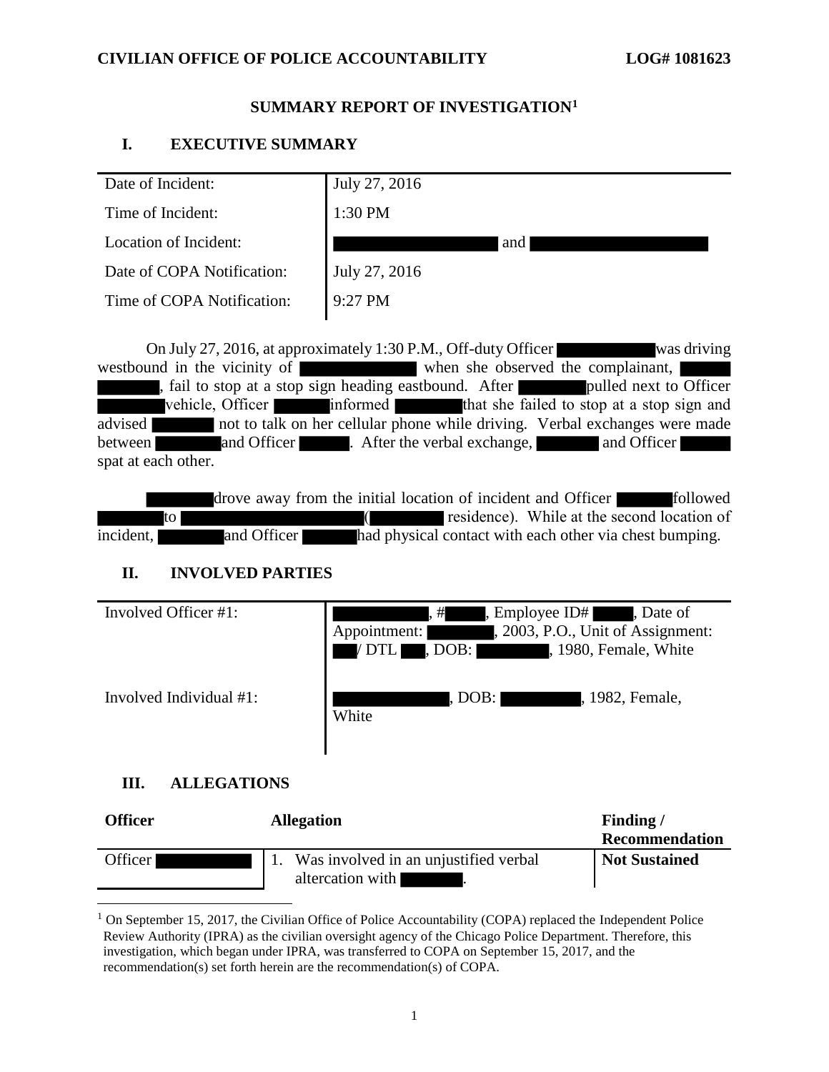# CIVILIAN OFFICE OF POLICE ACCOUNTABILITY LOG# 1081623

## SUMMARY REPORT OF INVESTIGATION[1]

### I. EXECUTIVE SUMMARY

| | |
|---|---|
| Date of Incident: | July 27, 2016 |
| Time of Incident: | 1:30 PM |
| Location of Incident: | and |
| Date of COPA Notification: | July 27, 2016 |
| Time of COPA Notification: | 9:27 PM |

On July 27, 2016, at approximately 1:30 P.M., Off-duty Officer was driving westbound in the vicinity of when she observed the complainant, , fail to stop at a stop sign heading eastbound. After pulled next to Officer vehicle, Officer informed that she failed to stop at a stop sign and advised not to talk on her cellular phone while driving. Verbal exchanges were made between and Officer . After the verbal exchange, and Officer spat at each other.

drove away from the initial location of incident and Officer followed to ( residence). While at the second location of incident, and Officer had physical contact with each other via chest bumping.

### II. INVOLVED PARTIES

| | |
|---|---|
| Involved Officer #1: | , # , Employee ID# , Date of Appointment: , 2003, P.O., Unit of Assignment: / DTL , DOB: , 1980, Female, White |
| Involved Individual #1: | , DOB: , 1982, Female, White |

### III. ALLEGATIONS

| Officer | Allegation | Finding / Recommendation |
|---|---|---|
| Officer | 1. Was involved in an unjustified verbal altercation with . | **Not Sustained** |

[1] On September 15, 2017, the Civilian Office of Police Accountability (COPA) replaced the Independent Police Review Authority (IPRA) as the civilian oversight agency of the Chicago Police Department. Therefore, this investigation, which began under IPRA, was transferred to COPA on September 15, 2017, and the recommendation(s) set forth herein are the recommendation(s) of COPA.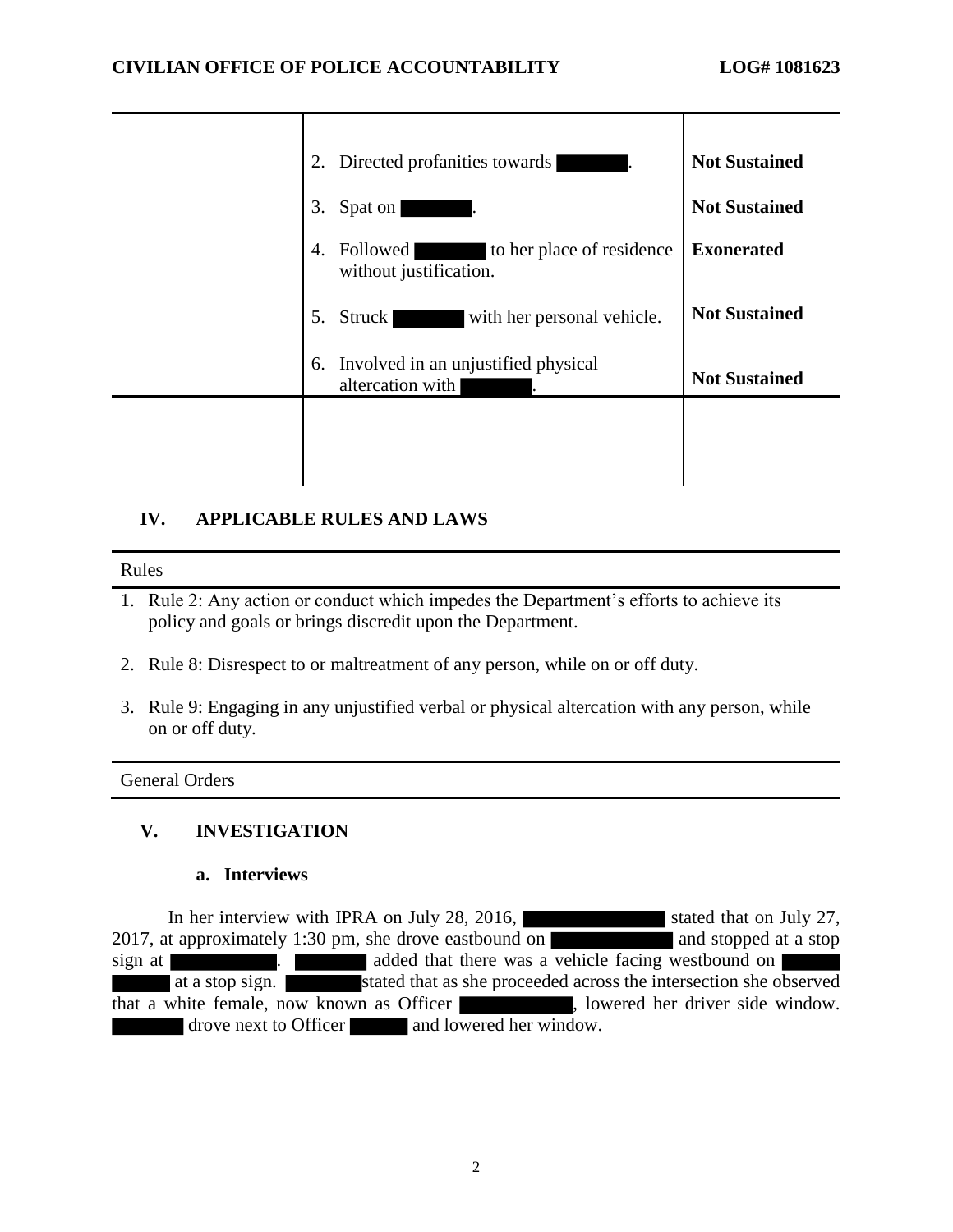| | | |
|---|---|---|
| | 2. Directed profanities towards ████. | **Not Sustained** |
| | 3. Spat on ████. | **Not Sustained** |
| | 4. Followed ████ to her place of residence without justification. | **Exonerated** |
| | 5. Struck ████ with her personal vehicle. | **Not Sustained** |
| | 6. Involved in an unjustified physical altercation with ████. | **Not Sustained** |
| | | |

## IV. APPLICABLE RULES AND LAWS

**Rules**

1. Rule 2: Any action or conduct which impedes the Department's efforts to achieve its policy and goals or brings discredit upon the Department.
2. Rule 8: Disrespect to or maltreatment of any person, while on or off duty.
3. Rule 9: Engaging in any unjustified verbal or physical altercation with any person, while on or off duty.

**General Orders**

## V. INVESTIGATION

### a. Interviews

In her interview with IPRA on July 28, 2016, ████ stated that on July 27, 2017, at approximately 1:30 pm, she drove eastbound on ████ and stopped at a stop sign at ████. ████ added that there was a vehicle facing westbound on ████ at a stop sign. ████ stated that as she proceeded across the intersection she observed that a white female, now known as Officer ████, lowered her driver side window. ████ drove next to Officer ████ and lowered her window.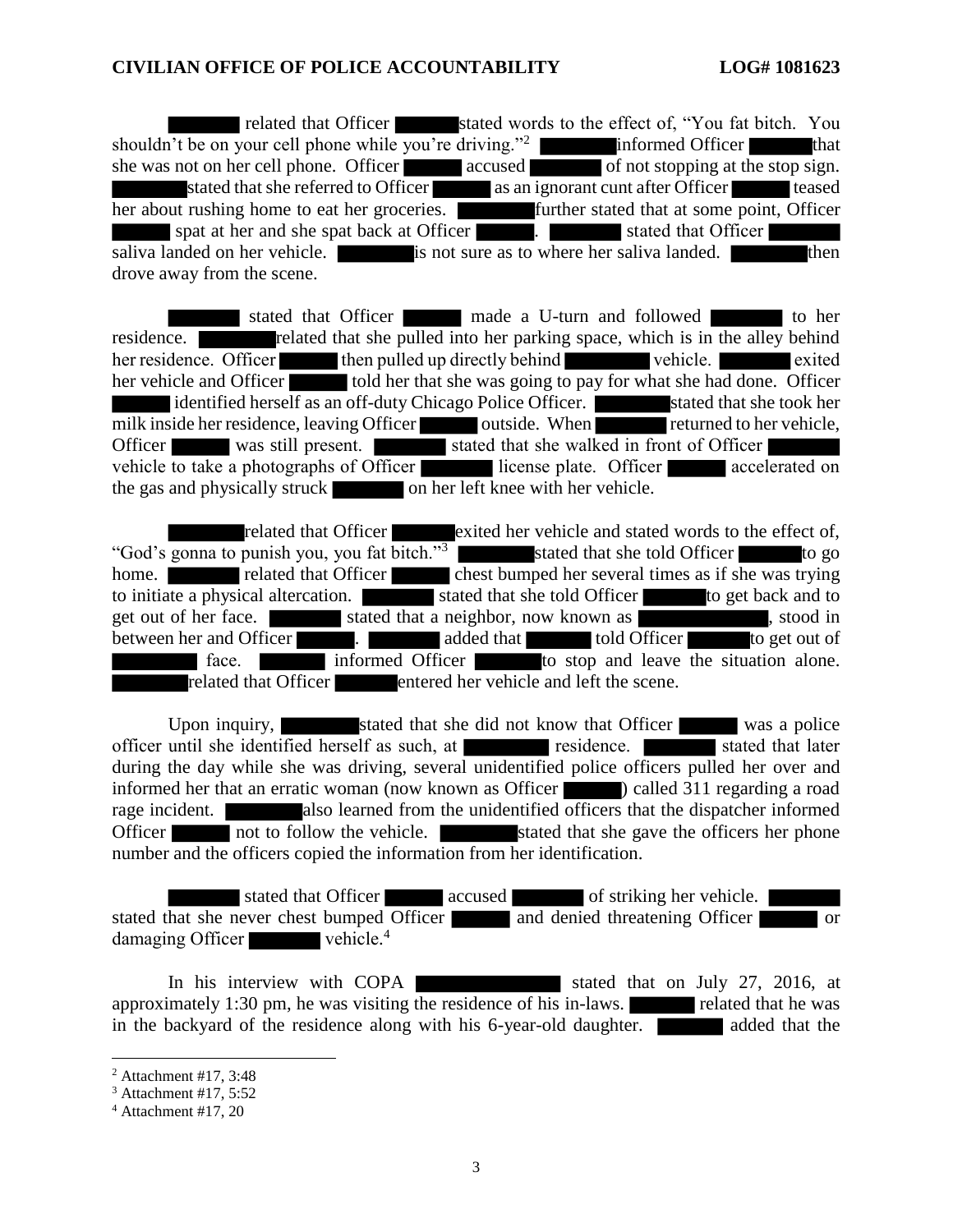██████ related that Officer ██████ stated words to the effect of, "You fat bitch. You shouldn't be on your cell phone while you're driving."[2] ██████ informed Officer ██████ that she was not on her cell phone. Officer ██████ accused ██████ of not stopping at the stop sign. ██████ stated that she referred to Officer ██████ as an ignorant cunt after Officer ██████ teased her about rushing home to eat her groceries. ██████ further stated that at some point, Officer ██████ spat at her and she spat back at Officer ██████. ██████ stated that Officer ██████ saliva landed on her vehicle. ██████ is not sure as to where her saliva landed. ██████ then drove away from the scene.

██████ stated that Officer ██████ made a U-turn and followed ██████ to her residence. ██████ related that she pulled into her parking space, which is in the alley behind her residence. Officer ██████ then pulled up directly behind ██████ vehicle. ██████ exited her vehicle and Officer ██████ told her that she was going to pay for what she had done. Officer ██████ identified herself as an off-duty Chicago Police Officer. ██████ stated that she took her milk inside her residence, leaving Officer ██████ outside. When ██████ returned to her vehicle, Officer ██████ was still present. ██████ stated that she walked in front of Officer ██████ vehicle to take a photographs of Officer ██████ license plate. Officer ██████ accelerated on the gas and physically struck ██████ on her left knee with her vehicle.

██████ related that Officer ██████ exited her vehicle and stated words to the effect of, "God's gonna to punish you, you fat bitch."[3] ██████ stated that she told Officer ██████ to go home. ██████ related that Officer ██████ chest bumped her several times as if she was trying to initiate a physical altercation. ██████ stated that she told Officer ██████ to get back and to get out of her face. ██████ stated that a neighbor, now known as ██████, stood in between her and Officer ██████. ██████ added that ██████ told Officer ██████ to get out of ██████ face. ██████ informed Officer ██████ to stop and leave the situation alone. ██████ related that Officer ██████ entered her vehicle and left the scene.

Upon inquiry, ██████ stated that she did not know that Officer ██████ was a police officer until she identified herself as such, at ██████ residence. ██████ stated that later during the day while she was driving, several unidentified police officers pulled her over and informed her that an erratic woman (now known as Officer ██████) called 311 regarding a road rage incident. ██████ also learned from the unidentified officers that the dispatcher informed Officer ██████ not to follow the vehicle. ██████ stated that she gave the officers her phone number and the officers copied the information from her identification.

██████ stated that Officer ██████ accused ██████ of striking her vehicle. ██████ stated that she never chest bumped Officer ██████ and denied threatening Officer ██████ or damaging Officer ██████ vehicle.[4]

In his interview with COPA ██████ stated that on July 27, 2016, at approximately 1:30 pm, he was visiting the residence of his in-laws. ██████ related that he was in the backyard of the residence along with his 6-year-old daughter. ██████ added that the

---

[2] Attachment #17, 3:48

[3] Attachment #17, 5:52

[4] Attachment #17, 20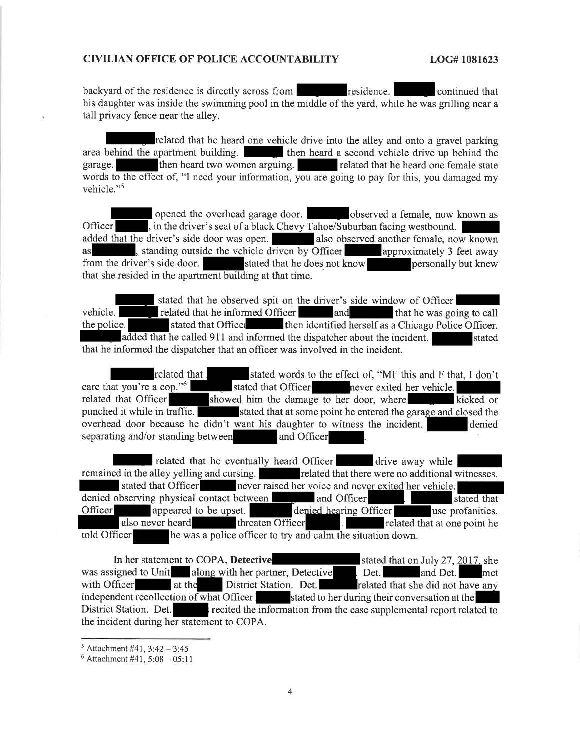backyard of the residence is directly across from [REDACTED] residence. [REDACTED] continued that his daughter was inside the swimming pool in the middle of the yard, while he was grilling near a tall privacy fence near the alley.

[REDACTED] related that he heard one vehicle drive into the alley and onto a gravel parking area behind the apartment building. [REDACTED] then heard a second vehicle drive up behind the garage. [REDACTED] then heard two women arguing. [REDACTED] related that he heard one female state words to the effect of, "I need your information, you are going to pay for this, you damaged my vehicle."[5]

[REDACTED] opened the overhead garage door. [REDACTED] observed a female, now known as Officer [REDACTED], in the driver's seat of a black Chevy Tahoe/Suburban facing westbound. [REDACTED] added that the driver's side door was open. [REDACTED] also observed another female, now known as [REDACTED], standing outside the vehicle driven by Officer [REDACTED] approximately 3 feet away from the driver's side door. [REDACTED] stated that he does not know [REDACTED] personally but knew that she resided in the apartment building at that time.

[REDACTED] stated that he observed spit on the driver's side window of Officer [REDACTED] vehicle. [REDACTED] related that he informed Officer [REDACTED] and [REDACTED] that he was going to call the police. [REDACTED] stated that Officer [REDACTED] then identified herself as a Chicago Police Officer. [REDACTED] added that he called 911 and informed the dispatcher about the incident. [REDACTED] stated that he informed the dispatcher that an officer was involved in the incident.

[REDACTED] related that [REDACTED] stated words to the effect of, "MF this and F that, I don't care that you're a cop."[6] [REDACTED] stated that Officer [REDACTED] never exited her vehicle. [REDACTED] related that Officer [REDACTED] showed him the damage to her door, where [REDACTED] kicked or punched it while in traffic. [REDACTED] stated that at some point he entered the garage and closed the overhead door because he didn't want his daughter to witness the incident. [REDACTED] denied separating and/or standing between [REDACTED] and Officer [REDACTED].

[REDACTED] related that he eventually heard Officer [REDACTED] drive away while [REDACTED] remained in the alley yelling and cursing. [REDACTED] related that there were no additional witnesses. [REDACTED] stated that Officer [REDACTED] never raised her voice and never exited her vehicle. [REDACTED] denied observing physical contact between [REDACTED] and Officer [REDACTED]. [REDACTED] stated that Officer [REDACTED] appeared to be upset. [REDACTED] denied hearing Officer [REDACTED] use profanities. [REDACTED] also never heard [REDACTED] threaten Officer [REDACTED]. [REDACTED] related that at one point he told Officer [REDACTED] he was a police officer to try and calm the situation down.

In her statement to COPA, **Detective** [REDACTED] stated that on July 27, 2017, she was assigned to Unit [REDACTED] along with her partner, Detective [REDACTED]. Det. [REDACTED] and Det. [REDACTED] met with Officer [REDACTED] at the [REDACTED] District Station. Det. [REDACTED] related that she did not have any independent recollection of what Officer [REDACTED] stated to her during their conversation at the [REDACTED] District Station. Det. [REDACTED] recited the information from the case supplemental report related to the incident during her statement to COPA.

---

[5] Attachment #41, 3:42 – 3:45

[6] Attachment #41, 5:08 – 05:11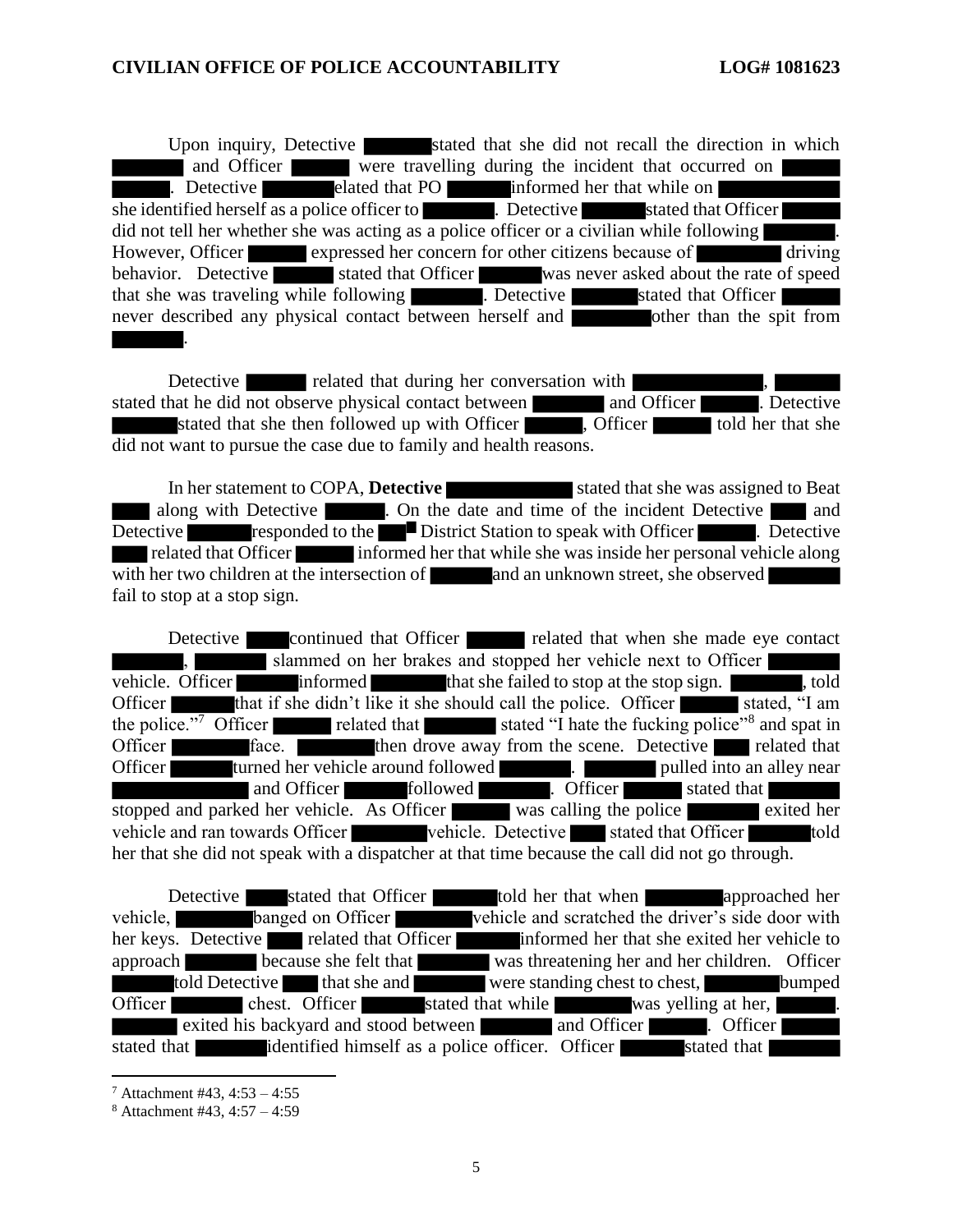Upon inquiry, Detective ██████ stated that she did not recall the direction in which ██████ and Officer ██████ were travelling during the incident that occurred on ██████ ██████. Detective ██████ elated that PO ██████ informed her that while on ██████ she identified herself as a police officer to ██████. Detective ██████ stated that Officer ██████ did not tell her whether she was acting as a police officer or a civilian while following ██████. However, Officer ██████ expressed her concern for other citizens because of ██████ driving behavior. Detective ██████ stated that Officer ██████ was never asked about the rate of speed that she was traveling while following ██████. Detective ██████ stated that Officer ██████ never described any physical contact between herself and ██████ other than the spit from ██████.

Detective ██████ related that during her conversation with ██████, ██████ stated that he did not observe physical contact between ██████ and Officer ██████. Detective ██████ stated that she then followed up with Officer ██████, Officer ██████ told her that she did not want to pursue the case due to family and health reasons.

In her statement to COPA, **Detective ██████** stated that she was assigned to Beat ██████ along with Detective ██████. On the date and time of the incident Detective ██████ and Detective ██████ responded to the ██████ District Station to speak with Officer ██████. Detective ██████ related that Officer ██████ informed her that while she was inside her personal vehicle along with her two children at the intersection of ██████ and an unknown street, she observed ██████ fail to stop at a stop sign.

Detective ██████ continued that Officer ██████ related that when she made eye contact ██████, ██████ slammed on her brakes and stopped her vehicle next to Officer ██████ vehicle. Officer ██████ informed ██████ that she failed to stop at the stop sign. ██████, told Officer ██████ that if she didn't like it she should call the police. Officer ██████ stated, "I am the police."[7] Officer ██████ related that ██████ stated "I hate the fucking police"[8] and spat in Officer ██████ face. ██████ then drove away from the scene. Detective ██████ related that Officer ██████ turned her vehicle around followed ██████. ██████ pulled into an alley near ██████ and Officer ██████ followed ██████. Officer ██████ stated that ██████ stopped and parked her vehicle. As Officer ██████ was calling the police ██████ exited her vehicle and ran towards Officer ██████ vehicle. Detective ██████ stated that Officer ██████ told her that she did not speak with a dispatcher at that time because the call did not go through.

Detective ██████ stated that Officer ██████ told her that when ██████ approached her vehicle, ██████ banged on Officer ██████ vehicle and scratched the driver's side door with her keys. Detective ██████ related that Officer ██████ informed her that she exited her vehicle to approach ██████ because she felt that ██████ was threatening her and her children. Officer ██████ told Detective ██████ that she and ██████ were standing chest to chest, ██████ bumped Officer ██████ chest. Officer ██████ stated that while ██████ was yelling at her, ██████. ██████ exited his backyard and stood between ██████ and Officer ██████. Officer ██████ stated that ██████ identified himself as a police officer. Officer ██████ stated that ██████

[7] Attachment #43, 4:53 – 4:55

[8] Attachment #43, 4:57 – 4:59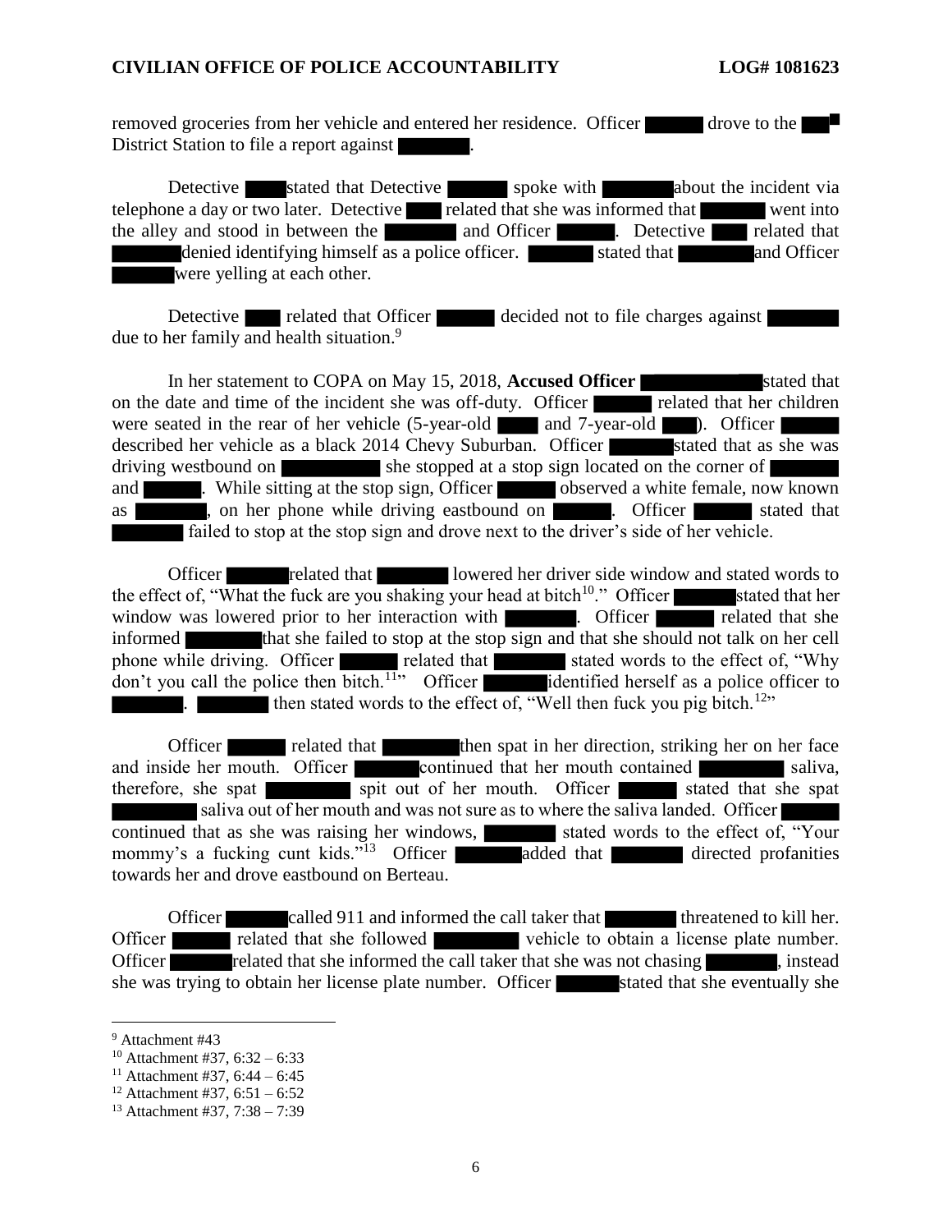removed groceries from her vehicle and entered her residence. Officer ██████ drove to the ██ District Station to file a report against ███████.

Detective ████ stated that Detective ██████ spoke with ███████ about the incident via telephone a day or two later. Detective ████ related that she was informed that ██████ went into the alley and stood in between the ███████ and Officer ██████. Detective ████ related that ██████ denied identifying himself as a police officer. ███████ stated that ████████ and Officer ██████ were yelling at each other.

Detective ████ related that Officer ██████ decided not to file charges against ███████ due to her family and health situation.[9]

In her statement to COPA on May 15, 2018, **Accused Officer ████████████** stated that on the date and time of the incident she was off-duty. Officer ██████ related that her children were seated in the rear of her vehicle (5-year-old ████ and 7-year-old ████). Officer ██████ described her vehicle as a black 2014 Chevy Suburban. Officer ██████ stated that as she was driving westbound on ██████████ she stopped at a stop sign located on the corner of ███████ and ██████. While sitting at the stop sign, Officer ██████ observed a white female, now known as ███████, on her phone while driving eastbound on ██████. Officer ██████ stated that ███████ failed to stop at the stop sign and drove next to the driver's side of her vehicle.

Officer ██████ related that ███████ lowered her driver side window and stated words to the effect of, "What the fuck are you shaking your head at bitch[10]." Officer ██████ stated that her window was lowered prior to her interaction with ███████. Officer ██████ related that she informed ███████ that she failed to stop at the stop sign and that she should not talk on her cell phone while driving. Officer ██████ related that ███████ stated words to the effect of, "Why don't you call the police then bitch.[11]" Officer ██████ identified herself as a police officer to ███████. ███████ then stated words to the effect of, "Well then fuck you pig bitch.[12]"

Officer ██████ related that ███████ then spat in her direction, striking her on her face and inside her mouth. Officer ██████ continued that her mouth contained ████████ saliva, therefore, she spat ████████ spit out of her mouth. Officer ██████ stated that she spat ████████ saliva out of her mouth and was not sure as to where the saliva landed. Officer ██████ continued that as she was raising her windows, ███████ stated words to the effect of, "Your mommy's a fucking cunt kids."[13] Officer ██████ added that ███████ directed profanities towards her and drove eastbound on Berteau.

Officer ██████ called 911 and informed the call taker that ███████ threatened to kill her. Officer ██████ related that she followed ████████ vehicle to obtain a license plate number. Officer ██████ related that she informed the call taker that she was not chasing ███████, instead she was trying to obtain her license plate number. Officer ██████ stated that she eventually she

---

[9] Attachment #43

[10] Attachment #37, 6:32 – 6:33

[11] Attachment #37, 6:44 – 6:45

[12] Attachment #37, 6:51 – 6:52

[13] Attachment #37, 7:38 – 7:39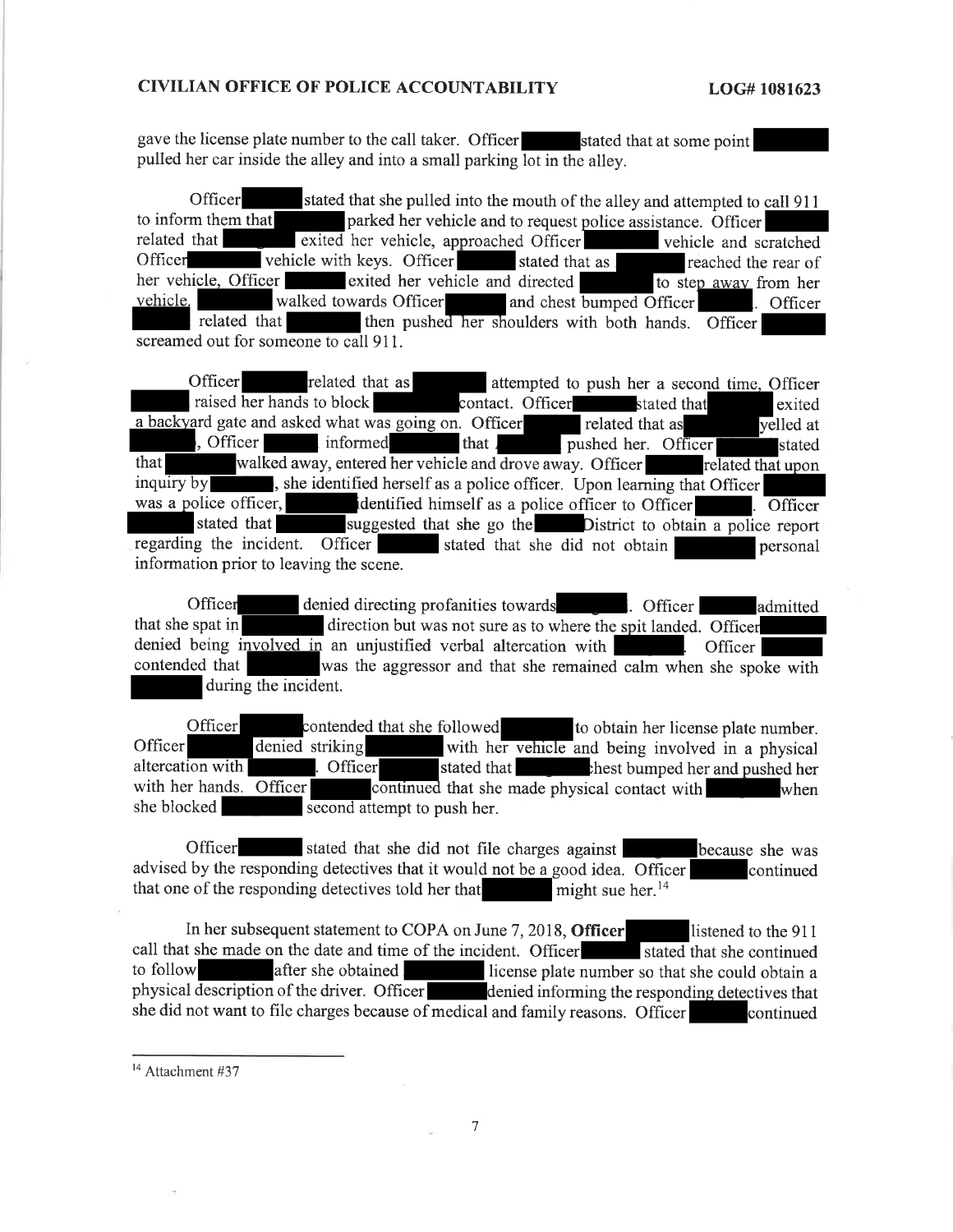gave the license plate number to the call taker. Officer ███ stated that at some point ███ pulled her car inside the alley and into a small parking lot in the alley.

Officer ███ stated that she pulled into the mouth of the alley and attempted to call 911 to inform them that ███ parked her vehicle and to request police assistance. Officer ███ related that ███ exited her vehicle, approached Officer ███ vehicle and scratched Officer ███ vehicle with keys. Officer ███ stated that as ███ reached the rear of her vehicle, Officer ███ exited her vehicle and directed ███ to step away from her vehicle. ███ walked towards Officer ███ and chest bumped Officer ███. Officer ███ related that ███ then pushed her shoulders with both hands. Officer ███ screamed out for someone to call 911.

Officer ███ related that as ███ attempted to push her a second time, Officer ███ raised her hands to block ███ contact. Officer ███ stated that ███ exited a backyard gate and asked what was going on. Officer ███ related that as ███ yelled at ███, Officer ███ informed ███ that ███ pushed her. Officer ███ stated that ███ walked away, entered her vehicle and drove away. Officer ███ related that upon inquiry by ███, she identified herself as a police officer. Upon learning that Officer ███ was a police officer, ███ identified himself as a police officer to Officer ███. Officer ███ stated that ███ suggested that she go the ███ District to obtain a police report regarding the incident. Officer ███ stated that she did not obtain ███ personal information prior to leaving the scene.

Officer ███ denied directing profanities towards ███. Officer ███ admitted that she spat in ███ direction but was not sure as to where the spit landed. Officer ███ denied being involved in an unjustified verbal altercation with ███. Officer ███ contended that ███ was the aggressor and that she remained calm when she spoke with ███ during the incident.

Officer ███ contended that she followed ███ to obtain her license plate number. Officer ███ denied striking ███ with her vehicle and being involved in a physical altercation with ███. Officer ███ stated that ███ chest bumped her and pushed her with her hands. Officer ███ continued that she made physical contact with ███ when she blocked ███ second attempt to push her.

Officer ███ stated that she did not file charges against ███ because she was advised by the responding detectives that it would not be a good idea. Officer ███ continued that one of the responding detectives told her that ███ might sue her.[14]

In her subsequent statement to COPA on June 7, 2018, **Officer** ███ listened to the 911 call that she made on the date and time of the incident. Officer ███ stated that she continued to follow ███ after she obtained ███ license plate number so that she could obtain a physical description of the driver. Officer ███ denied informing the responding detectives that she did not want to file charges because of medical and family reasons. Officer ███ continued

---

[14] Attachment #37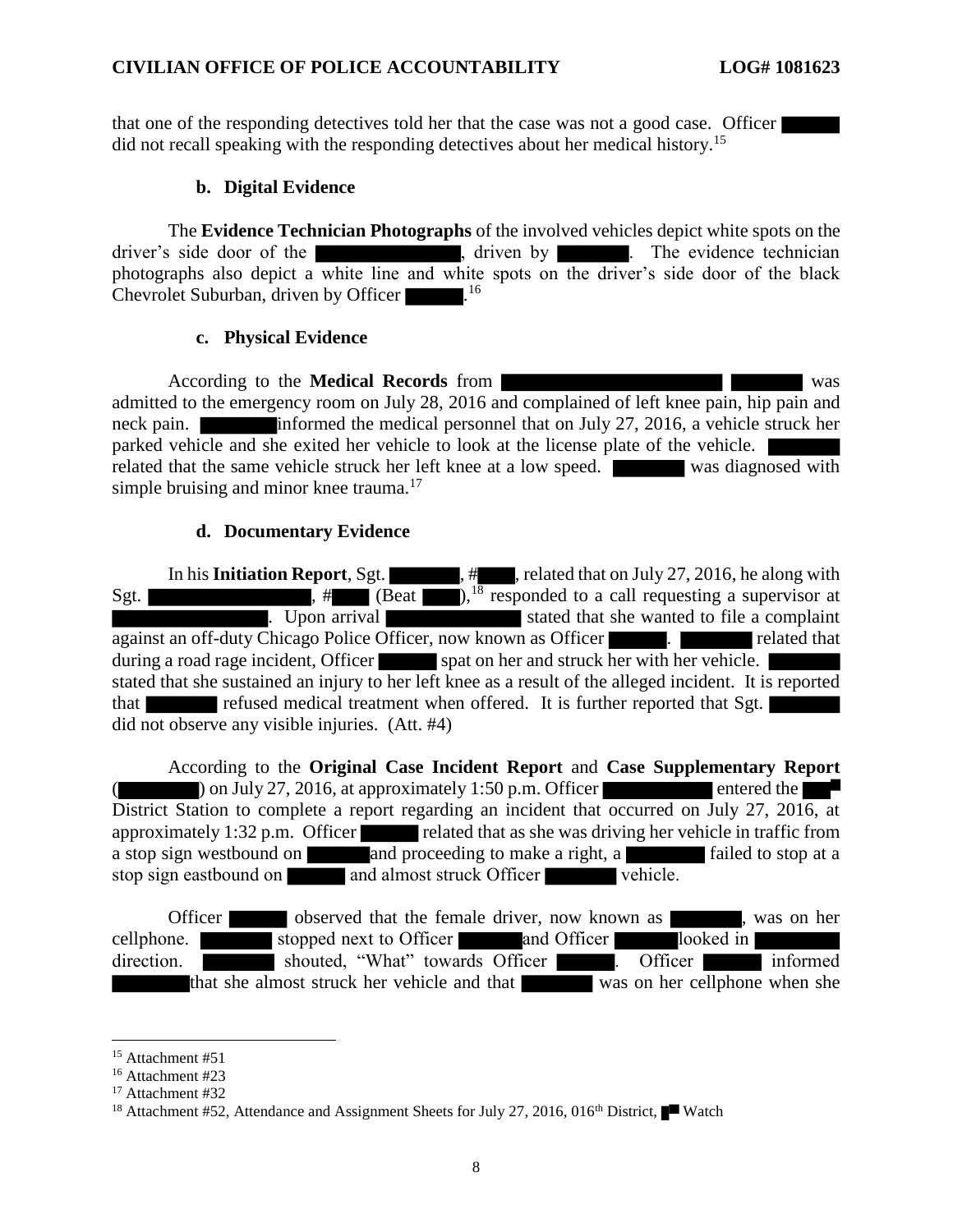that one of the responding detectives told her that the case was not a good case. Officer ██████ did not recall speaking with the responding detectives about her medical history.[15]

### b. Digital Evidence

The **Evidence Technician Photographs** of the involved vehicles depict white spots on the driver's side door of the ██████████, driven by ██████. The evidence technician photographs also depict a white line and white spots on the driver's side door of the black Chevrolet Suburban, driven by Officer ██████.[16]

### c. Physical Evidence

According to the **Medical Records** from ██████████████ ██████ was admitted to the emergency room on July 28, 2016 and complained of left knee pain, hip pain and neck pain. ██████ informed the medical personnel that on July 27, 2016, a vehicle struck her parked vehicle and she exited her vehicle to look at the license plate of the vehicle. ██████ related that the same vehicle struck her left knee at a low speed. ██████ was diagnosed with simple bruising and minor knee trauma.[17]

### d. Documentary Evidence

In his **Initiation Report**, Sgt. ██████, #████, related that on July 27, 2016, he along with Sgt. ██████████, #████ (Beat ████),[18] responded to a call requesting a supervisor at ██████████. Upon arrival ██████████ stated that she wanted to file a complaint against an off-duty Chicago Police Officer, now known as Officer ██████. ██████ related that during a road rage incident, Officer ██████ spat on her and struck her with her vehicle. ██████ stated that she sustained an injury to her left knee as a result of the alleged incident. It is reported that ██████ refused medical treatment when offered. It is further reported that Sgt. ██████ did not observe any visible injuries. (Att. #4)

According to the **Original Case Incident Report** and **Case Supplementary Report** (██████) on July 27, 2016, at approximately 1:50 p.m. Officer ██████████ entered the ███ District Station to complete a report regarding an incident that occurred on July 27, 2016, at approximately 1:32 p.m. Officer ██████ related that as she was driving her vehicle in traffic from a stop sign westbound on ██████ and proceeding to make a right, a ██████ failed to stop at a stop sign eastbound on ██████ and almost struck Officer ██████ vehicle.

Officer ██████ observed that the female driver, now known as ██████, was on her cellphone. ██████ stopped next to Officer ██████ and Officer ██████ looked in ██████ direction. ██████ shouted, "What" towards Officer ██████. Officer ██████ informed ██████ that she almost struck her vehicle and that ██████ was on her cellphone when she

---

[15] Attachment #51

[16] Attachment #23

[17] Attachment #32

[18] Attachment #52, Attendance and Assignment Sheets for July 27, 2016, 016th District, ██ Watch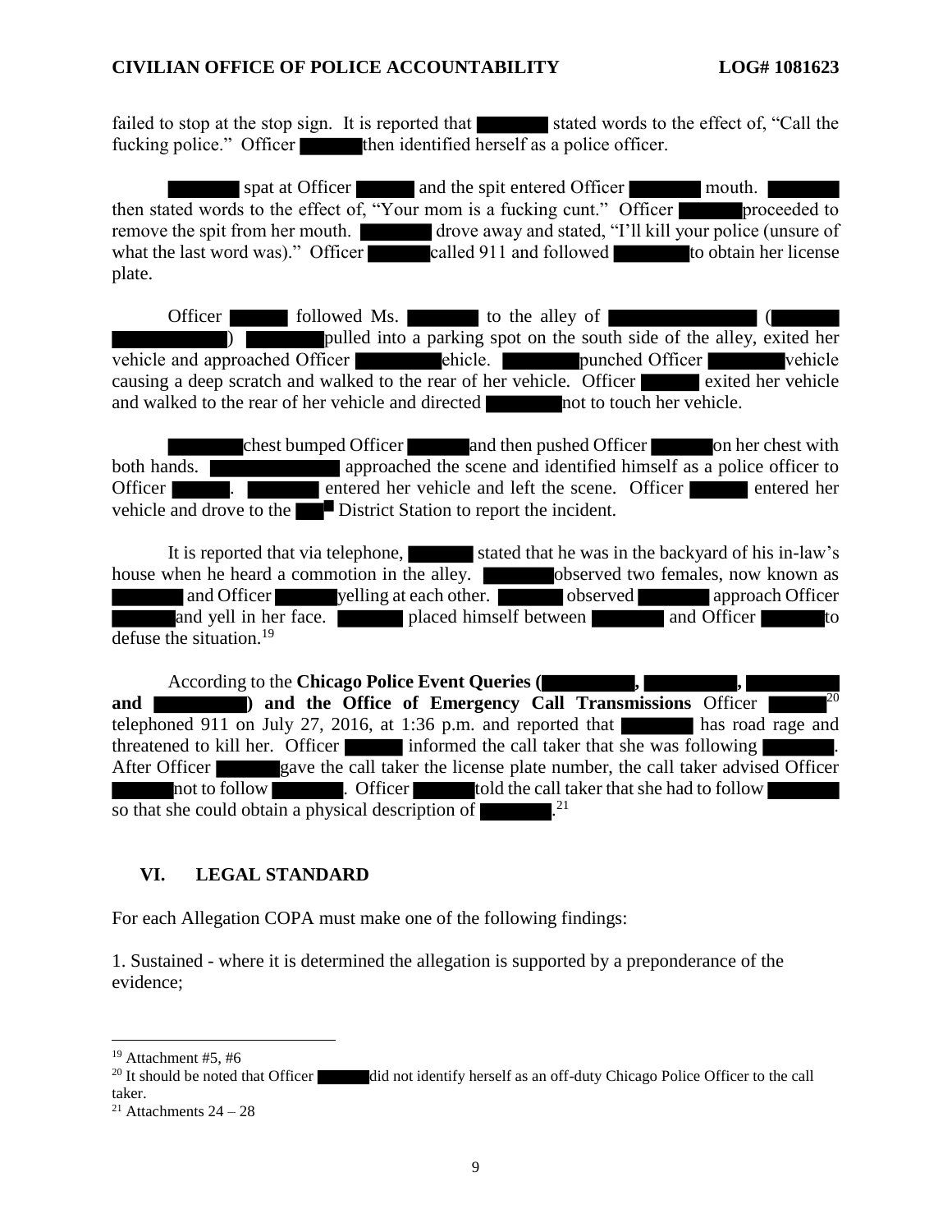failed to stop at the stop sign. It is reported that ████ stated words to the effect of, "Call the fucking police." Officer ████ then identified herself as a police officer.

████ spat at Officer ████ and the spit entered Officer ████ mouth. ████ then stated words to the effect of, "Your mom is a fucking cunt." Officer ████ proceeded to remove the spit from her mouth. ████ drove away and stated, "I'll kill your police (unsure of what the last word was)." Officer ████ called 911 and followed ████ to obtain her license plate.

Officer ████ followed Ms. ████ to the alley of ████ (████ ████) ████ pulled into a parking spot on the south side of the alley, exited her vehicle and approached Officer ████ vehicle. ████ punched Officer ████ vehicle causing a deep scratch and walked to the rear of her vehicle. Officer ████ exited her vehicle and walked to the rear of her vehicle and directed ████ not to touch her vehicle.

████ chest bumped Officer ████ and then pushed Officer ████ on her chest with both hands. ████ approached the scene and identified himself as a police officer to Officer ████. ████ entered her vehicle and left the scene. Officer ████ entered her vehicle and drove to the ████ District Station to report the incident.

It is reported that via telephone, ████ stated that he was in the backyard of his in-law's house when he heard a commotion in the alley. ████ observed two females, now known as ████ and Officer ████ yelling at each other. ████ observed ████ approach Officer ████ and yell in her face. ████ placed himself between ████ and Officer ████ to defuse the situation.[19]

According to the **Chicago Police Event Queries (████, ████, ████ and ████) and the Office of Emergency Call Transmissions** Officer ████[20] telephoned 911 on July 27, 2016, at 1:36 p.m. and reported that ████ has road rage and threatened to kill her. Officer ████ informed the call taker that she was following ████. After Officer ████ gave the call taker the license plate number, the call taker advised Officer ████ not to follow ████. Officer ████ told the call taker that she had to follow ████ so that she could obtain a physical description of ████.[21]

## VI. LEGAL STANDARD

For each Allegation COPA must make one of the following findings:

1. Sustained - where it is determined the allegation is supported by a preponderance of the evidence;

---

[19] Attachment #5, #6

[20] It should be noted that Officer ████ did not identify herself as an off-duty Chicago Police Officer to the call taker.

[21] Attachments 24 – 28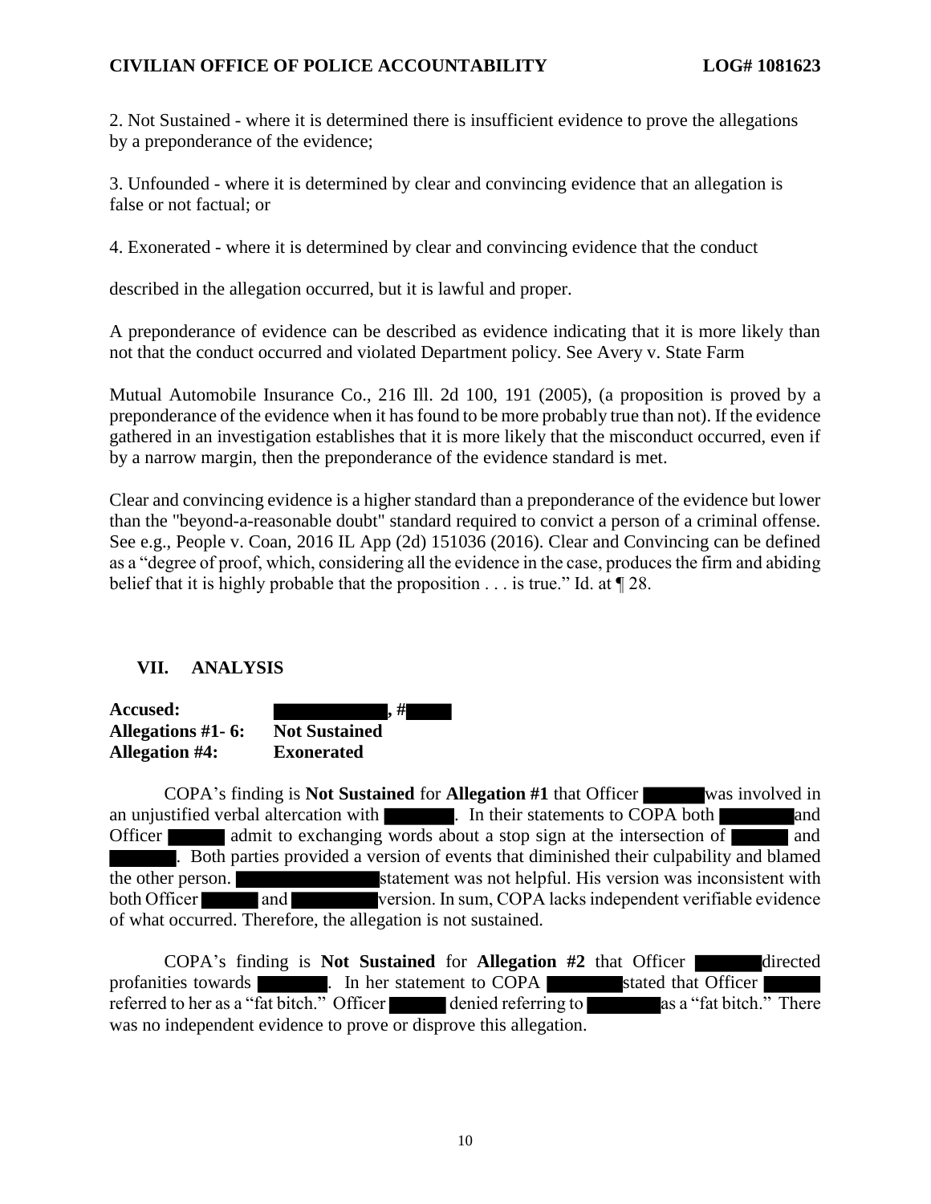2. Not Sustained - where it is determined there is insufficient evidence to prove the allegations by a preponderance of the evidence;

3. Unfounded - where it is determined by clear and convincing evidence that an allegation is false or not factual; or

4. Exonerated - where it is determined by clear and convincing evidence that the conduct

described in the allegation occurred, but it is lawful and proper.

A preponderance of evidence can be described as evidence indicating that it is more likely than not that the conduct occurred and violated Department policy. See Avery v. State Farm

Mutual Automobile Insurance Co., 216 Ill. 2d 100, 191 (2005), (a proposition is proved by a preponderance of the evidence when it has found to be more probably true than not). If the evidence gathered in an investigation establishes that it is more likely that the misconduct occurred, even if by a narrow margin, then the preponderance of the evidence standard is met.

Clear and convincing evidence is a higher standard than a preponderance of the evidence but lower than the "beyond-a-reasonable doubt" standard required to convict a person of a criminal offense. See e.g., People v. Coan, 2016 IL App (2d) 151036 (2016). Clear and Convincing can be defined as a "degree of proof, which, considering all the evidence in the case, produces the firm and abiding belief that it is highly probable that the proposition . . . is true." Id. at ¶ 28.

## VII. ANALYSIS

**Accused:** ████████, #████
**Allegations #1- 6:** **Not Sustained**
**Allegation #4:** **Exonerated**

COPA's finding is **Not Sustained** for **Allegation #1** that Officer ████ was involved in an unjustified verbal altercation with ████. In their statements to COPA both ████ and Officer ████ admit to exchanging words about a stop sign at the intersection of ████ and ████. Both parties provided a version of events that diminished their culpability and blamed the other person. ████ statement was not helpful. His version was inconsistent with both Officer ████ and ████ version. In sum, COPA lacks independent verifiable evidence of what occurred. Therefore, the allegation is not sustained.

COPA's finding is **Not Sustained** for **Allegation #2** that Officer ████ directed profanities towards ████. In her statement to COPA ████ stated that Officer ████ referred to her as a "fat bitch." Officer ████ denied referring to ████ as a "fat bitch." There was no independent evidence to prove or disprove this allegation.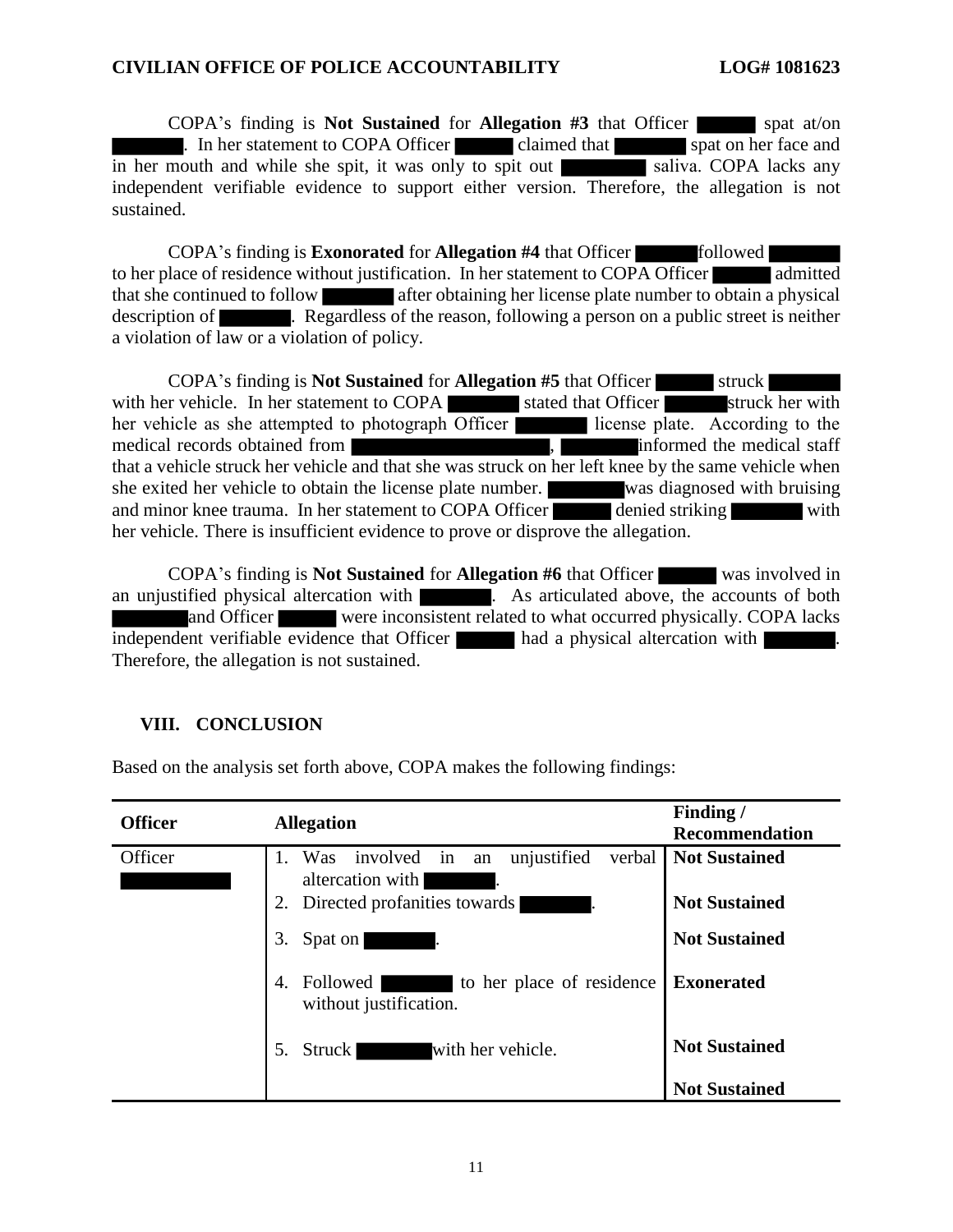COPA's finding is **Not Sustained** for **Allegation #3** that Officer ████ spat at/on ████. In her statement to COPA Officer ████ claimed that ████ spat on her face and in her mouth and while she spit, it was only to spit out ████ saliva. COPA lacks any independent verifiable evidence to support either version. Therefore, the allegation is not sustained.

COPA's finding is **Exonorated** for **Allegation #4** that Officer ████ followed ████ to her place of residence without justification. In her statement to COPA Officer ████ admitted that she continued to follow ████ after obtaining her license plate number to obtain a physical description of ████. Regardless of the reason, following a person on a public street is neither a violation of law or a violation of policy.

COPA's finding is **Not Sustained** for **Allegation #5** that Officer ████ struck ████ with her vehicle. In her statement to COPA ████ stated that Officer ████ struck her with her vehicle as she attempted to photograph Officer ████ license plate. According to the medical records obtained from ████, ████ informed the medical staff that a vehicle struck her vehicle and that she was struck on her left knee by the same vehicle when she exited her vehicle to obtain the license plate number. ████ was diagnosed with bruising and minor knee trauma. In her statement to COPA Officer ████ denied striking ████ with her vehicle. There is insufficient evidence to prove or disprove the allegation.

COPA's finding is **Not Sustained** for **Allegation #6** that Officer ████ was involved in an unjustified physical altercation with ████. As articulated above, the accounts of both ████ and Officer ████ were inconsistent related to what occurred physically. COPA lacks independent verifiable evidence that Officer ████ had a physical altercation with ████. Therefore, the allegation is not sustained.

## VIII. CONCLUSION

Based on the analysis set forth above, COPA makes the following findings:

| Officer | Allegation | Finding / Recommendation |
|---|---|---|
| Officer ████ | 1. Was involved in an unjustified verbal altercation with ████. | **Not Sustained** |
| | 2. Directed profanities towards ████. | **Not Sustained** |
| | 3. Spat on ████. | **Not Sustained** |
| | 4. Followed ████ to her place of residence without justification. | **Exonerated** |
| | 5. Struck ████ with her vehicle. | **Not Sustained** |
| | | **Not Sustained** |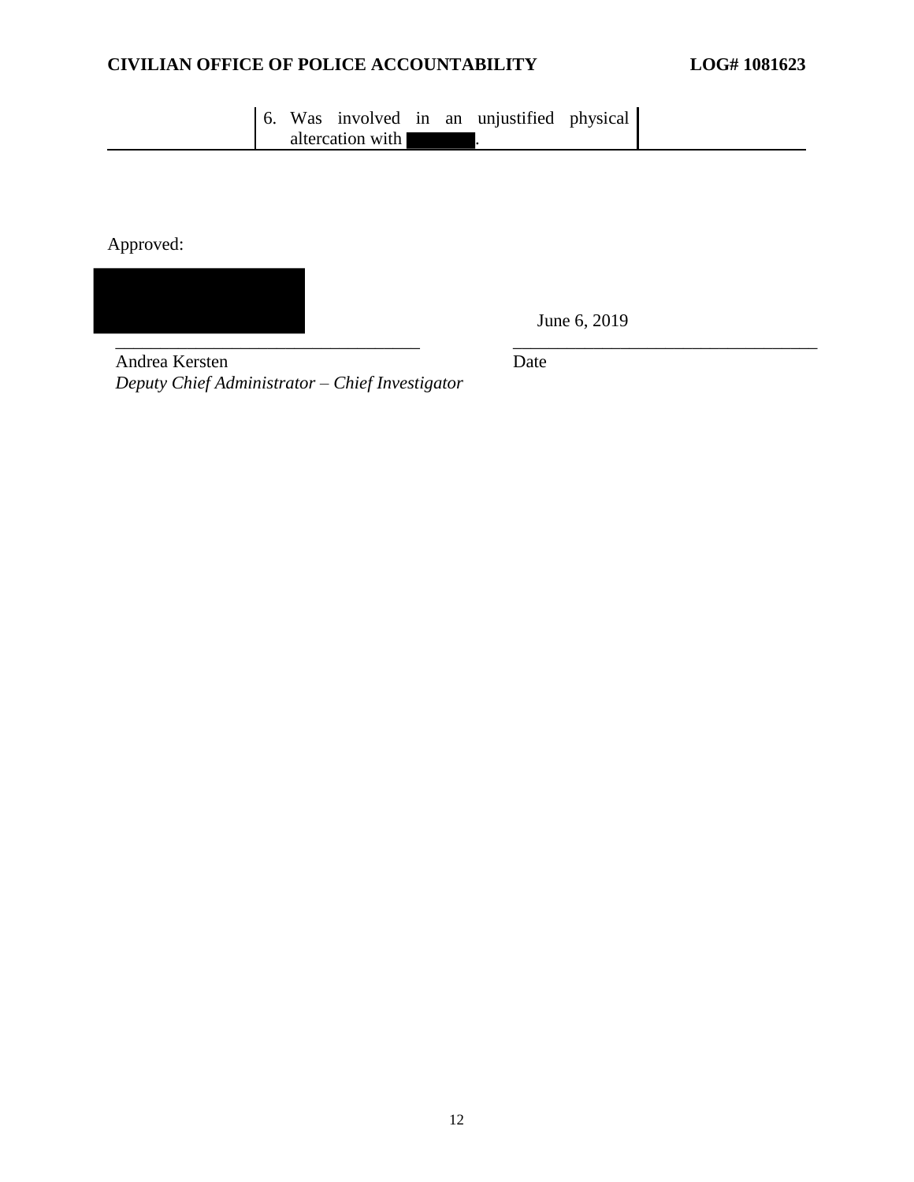| | | |
|---|---|---|
| | 6. Was involved in an unjustified physical altercation with [REDACTED]. | |

Approved:

[REDACTED]

\_\_\_\_\_\_\_\_\_\_\_\_\_\_\_\_\_\_\_\_\_\_\_\_\_\_\_\_\_\_\_\_\_\_\_\_
Andrea Kersten
*Deputy Chief Administrator – Chief Investigator*

June 6, 2019
\_\_\_\_\_\_\_\_\_\_\_\_\_\_\_\_\_\_\_\_\_\_\_\_\_\_\_\_\_\_\_\_\_\_\_\_
Date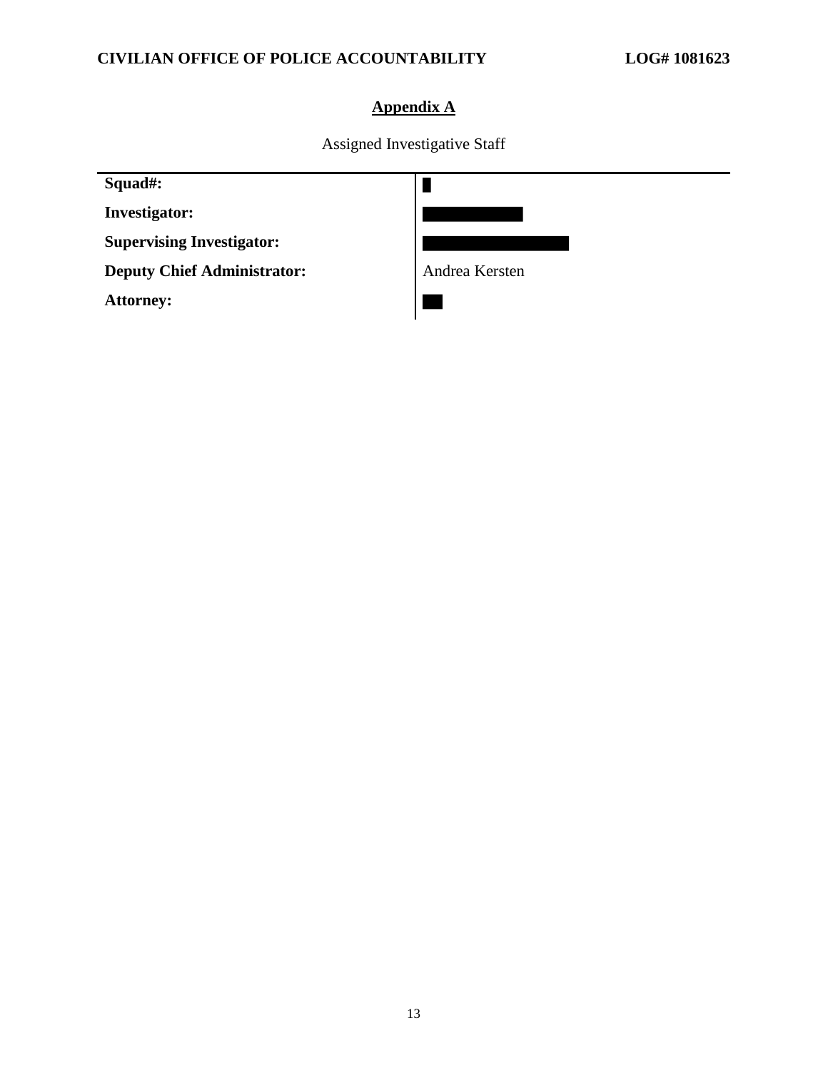## Appendix A

Assigned Investigative Staff

| | |
|---|---|
| **Squad#:** | █ |
| **Investigator:** | ██████████ |
| **Supervising Investigator:** | ██████████████ |
| **Deputy Chief Administrator:** | Andrea Kersten |
| **Attorney:** | ██ |